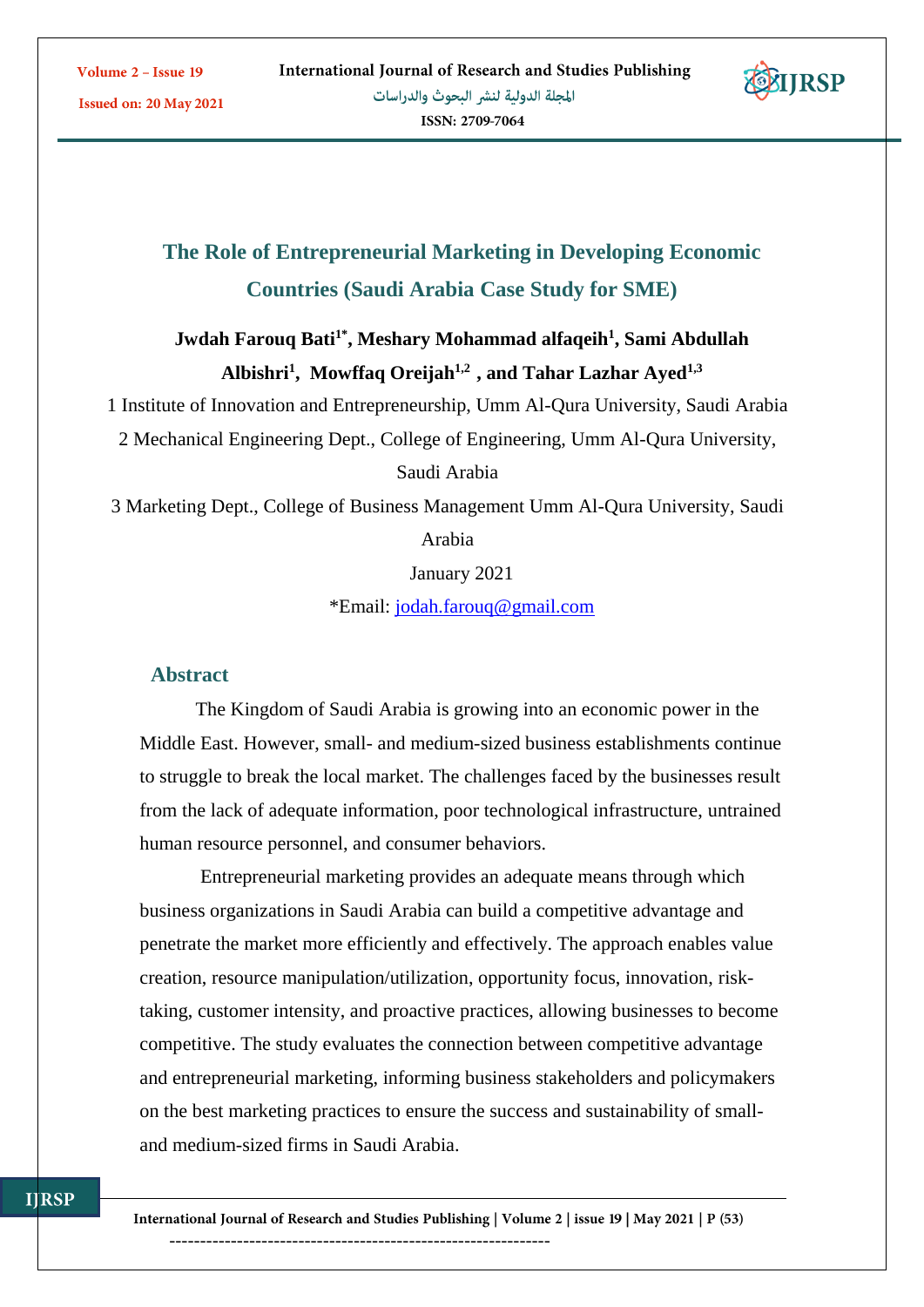# The Role of Entrepreneurial Marketing in Developing Economic Countries (Saudi Arabia Case Study for SME)

**Jwdah Farouq Bati[1*], Meshary Mohammad alfaqeih[1], Sami Abdullah Albishri[1], Mowffaq Oreijah[1,2], and Tahar Lazhar Ayed[1,3]**

1 Institute of Innovation and Entrepreneurship, Umm Al-Qura University, Saudi Arabia

2 Mechanical Engineering Dept., College of Engineering, Umm Al-Qura University, Saudi Arabia

3 Marketing Dept., College of Business Management Umm Al-Qura University, Saudi Arabia

January 2021

*Email: jodah.farouq@gmail.com

## Abstract

The Kingdom of Saudi Arabia is growing into an economic power in the Middle East. However, small- and medium-sized business establishments continue to struggle to break the local market. The challenges faced by the businesses result from the lack of adequate information, poor technological infrastructure, untrained human resource personnel, and consumer behaviors.

Entrepreneurial marketing provides an adequate means through which business organizations in Saudi Arabia can build a competitive advantage and penetrate the market more efficiently and effectively. The approach enables value creation, resource manipulation/utilization, opportunity focus, innovation, risk-taking, customer intensity, and proactive practices, allowing businesses to become competitive. The study evaluates the connection between competitive advantage and entrepreneurial marketing, informing business stakeholders and policymakers on the best marketing practices to ensure the success and sustainability of small- and medium-sized firms in Saudi Arabia.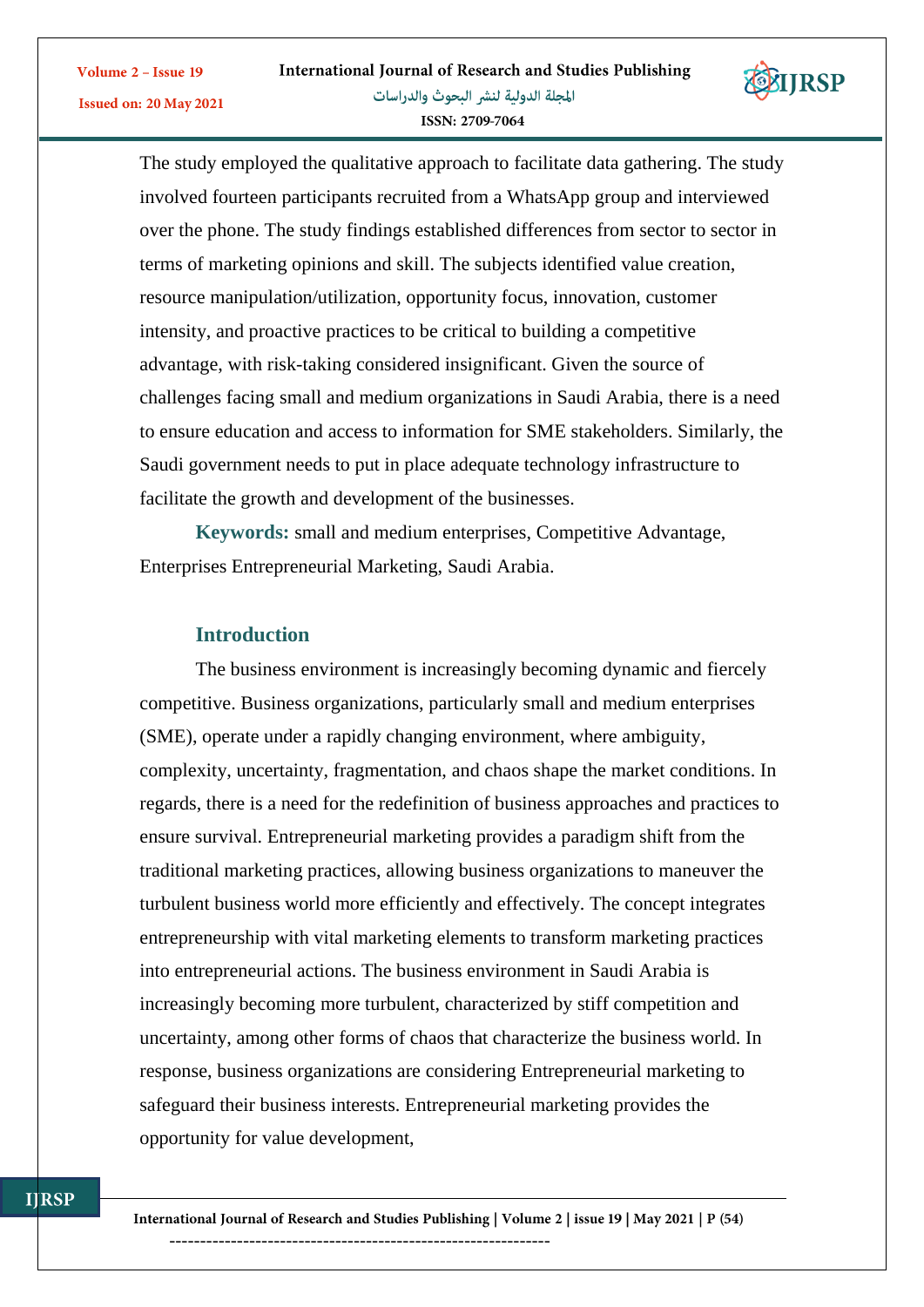The study employed the qualitative approach to facilitate data gathering. The study involved fourteen participants recruited from a WhatsApp group and interviewed over the phone. The study findings established differences from sector to sector in terms of marketing opinions and skill. The subjects identified value creation, resource manipulation/utilization, opportunity focus, innovation, customer intensity, and proactive practices to be critical to building a competitive advantage, with risk-taking considered insignificant. Given the source of challenges facing small and medium organizations in Saudi Arabia, there is a need to ensure education and access to information for SME stakeholders. Similarly, the Saudi government needs to put in place adequate technology infrastructure to facilitate the growth and development of the businesses.

**Keywords:** small and medium enterprises, Competitive Advantage, Enterprises Entrepreneurial Marketing, Saudi Arabia.

## Introduction

The business environment is increasingly becoming dynamic and fiercely competitive. Business organizations, particularly small and medium enterprises (SME), operate under a rapidly changing environment, where ambiguity, complexity, uncertainty, fragmentation, and chaos shape the market conditions. In regards, there is a need for the redefinition of business approaches and practices to ensure survival. Entrepreneurial marketing provides a paradigm shift from the traditional marketing practices, allowing business organizations to maneuver the turbulent business world more efficiently and effectively. The concept integrates entrepreneurship with vital marketing elements to transform marketing practices into entrepreneurial actions. The business environment in Saudi Arabia is increasingly becoming more turbulent, characterized by stiff competition and uncertainty, among other forms of chaos that characterize the business world. In response, business organizations are considering Entrepreneurial marketing to safeguard their business interests. Entrepreneurial marketing provides the opportunity for value development,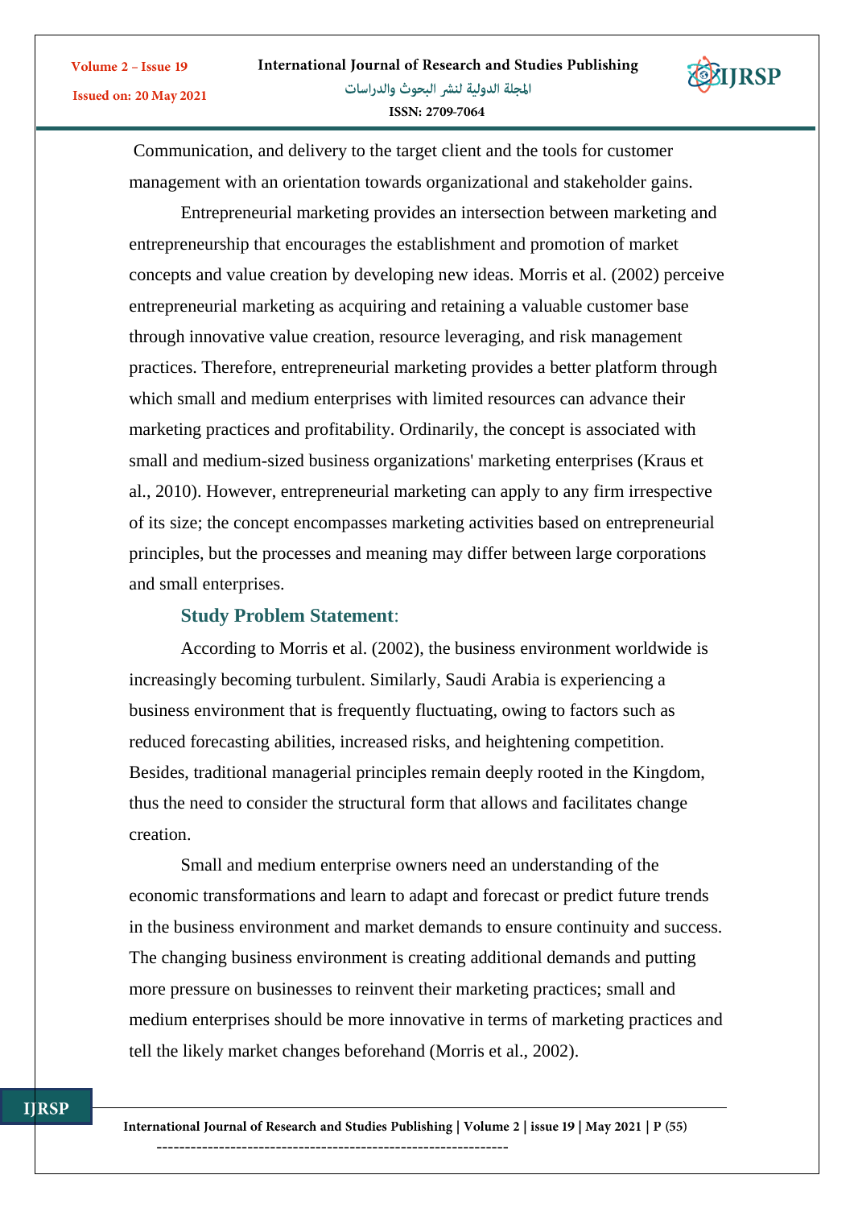Communication, and delivery to the target client and the tools for customer management with an orientation towards organizational and stakeholder gains.

Entrepreneurial marketing provides an intersection between marketing and entrepreneurship that encourages the establishment and promotion of market concepts and value creation by developing new ideas. Morris et al. (2002) perceive entrepreneurial marketing as acquiring and retaining a valuable customer base through innovative value creation, resource leveraging, and risk management practices. Therefore, entrepreneurial marketing provides a better platform through which small and medium enterprises with limited resources can advance their marketing practices and profitability. Ordinarily, the concept is associated with small and medium-sized business organizations' marketing enterprises (Kraus et al., 2010). However, entrepreneurial marketing can apply to any firm irrespective of its size; the concept encompasses marketing activities based on entrepreneurial principles, but the processes and meaning may differ between large corporations and small enterprises.

### Study Problem Statement:

According to Morris et al. (2002), the business environment worldwide is increasingly becoming turbulent. Similarly, Saudi Arabia is experiencing a business environment that is frequently fluctuating, owing to factors such as reduced forecasting abilities, increased risks, and heightening competition. Besides, traditional managerial principles remain deeply rooted in the Kingdom, thus the need to consider the structural form that allows and facilitates change creation.

Small and medium enterprise owners need an understanding of the economic transformations and learn to adapt and forecast or predict future trends in the business environment and market demands to ensure continuity and success. The changing business environment is creating additional demands and putting more pressure on businesses to reinvent their marketing practices; small and medium enterprises should be more innovative in terms of marketing practices and tell the likely market changes beforehand (Morris et al., 2002).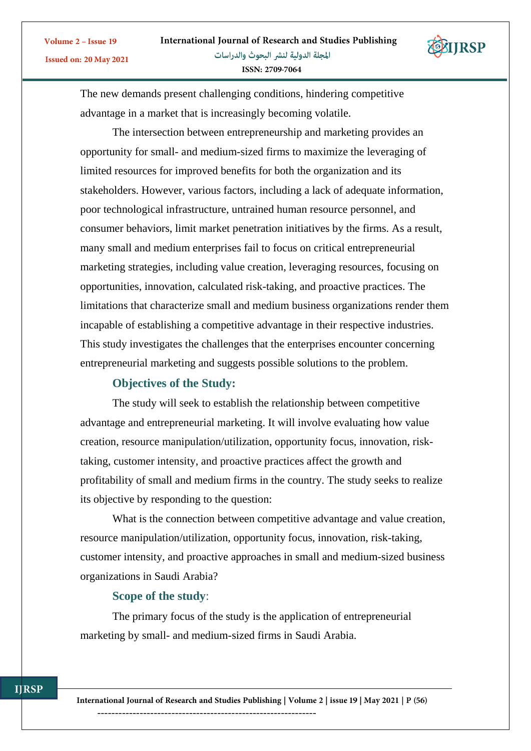The new demands present challenging conditions, hindering competitive advantage in a market that is increasingly becoming volatile.

The intersection between entrepreneurship and marketing provides an opportunity for small- and medium-sized firms to maximize the leveraging of limited resources for improved benefits for both the organization and its stakeholders. However, various factors, including a lack of adequate information, poor technological infrastructure, untrained human resource personnel, and consumer behaviors, limit market penetration initiatives by the firms. As a result, many small and medium enterprises fail to focus on critical entrepreneurial marketing strategies, including value creation, leveraging resources, focusing on opportunities, innovation, calculated risk-taking, and proactive practices. The limitations that characterize small and medium business organizations render them incapable of establishing a competitive advantage in their respective industries. This study investigates the challenges that the enterprises encounter concerning entrepreneurial marketing and suggests possible solutions to the problem.

## Objectives of the Study:

The study will seek to establish the relationship between competitive advantage and entrepreneurial marketing. It will involve evaluating how value creation, resource manipulation/utilization, opportunity focus, innovation, risk-taking, customer intensity, and proactive practices affect the growth and profitability of small and medium firms in the country. The study seeks to realize its objective by responding to the question:

What is the connection between competitive advantage and value creation, resource manipulation/utilization, opportunity focus, innovation, risk-taking, customer intensity, and proactive approaches in small and medium-sized business organizations in Saudi Arabia?

## Scope of the study:

The primary focus of the study is the application of entrepreneurial marketing by small- and medium-sized firms in Saudi Arabia.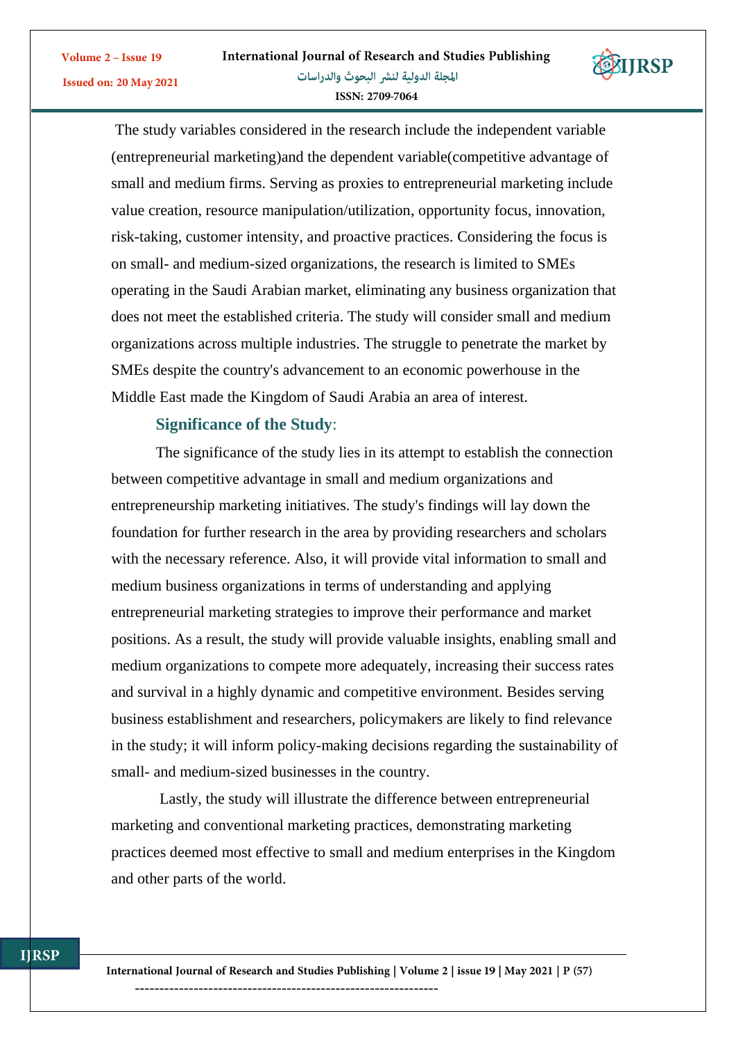The study variables considered in the research include the independent variable (entrepreneurial marketing)and the dependent variable(competitive advantage of small and medium firms. Serving as proxies to entrepreneurial marketing include value creation, resource manipulation/utilization, opportunity focus, innovation, risk-taking, customer intensity, and proactive practices. Considering the focus is on small- and medium-sized organizations, the research is limited to SMEs operating in the Saudi Arabian market, eliminating any business organization that does not meet the established criteria. The study will consider small and medium organizations across multiple industries. The struggle to penetrate the market by SMEs despite the country's advancement to an economic powerhouse in the Middle East made the Kingdom of Saudi Arabia an area of interest.

## Significance of the Study:

The significance of the study lies in its attempt to establish the connection between competitive advantage in small and medium organizations and entrepreneurship marketing initiatives. The study's findings will lay down the foundation for further research in the area by providing researchers and scholars with the necessary reference. Also, it will provide vital information to small and medium business organizations in terms of understanding and applying entrepreneurial marketing strategies to improve their performance and market positions. As a result, the study will provide valuable insights, enabling small and medium organizations to compete more adequately, increasing their success rates and survival in a highly dynamic and competitive environment. Besides serving business establishment and researchers, policymakers are likely to find relevance in the study; it will inform policy-making decisions regarding the sustainability of small- and medium-sized businesses in the country.

Lastly, the study will illustrate the difference between entrepreneurial marketing and conventional marketing practices, demonstrating marketing practices deemed most effective to small and medium enterprises in the Kingdom and other parts of the world.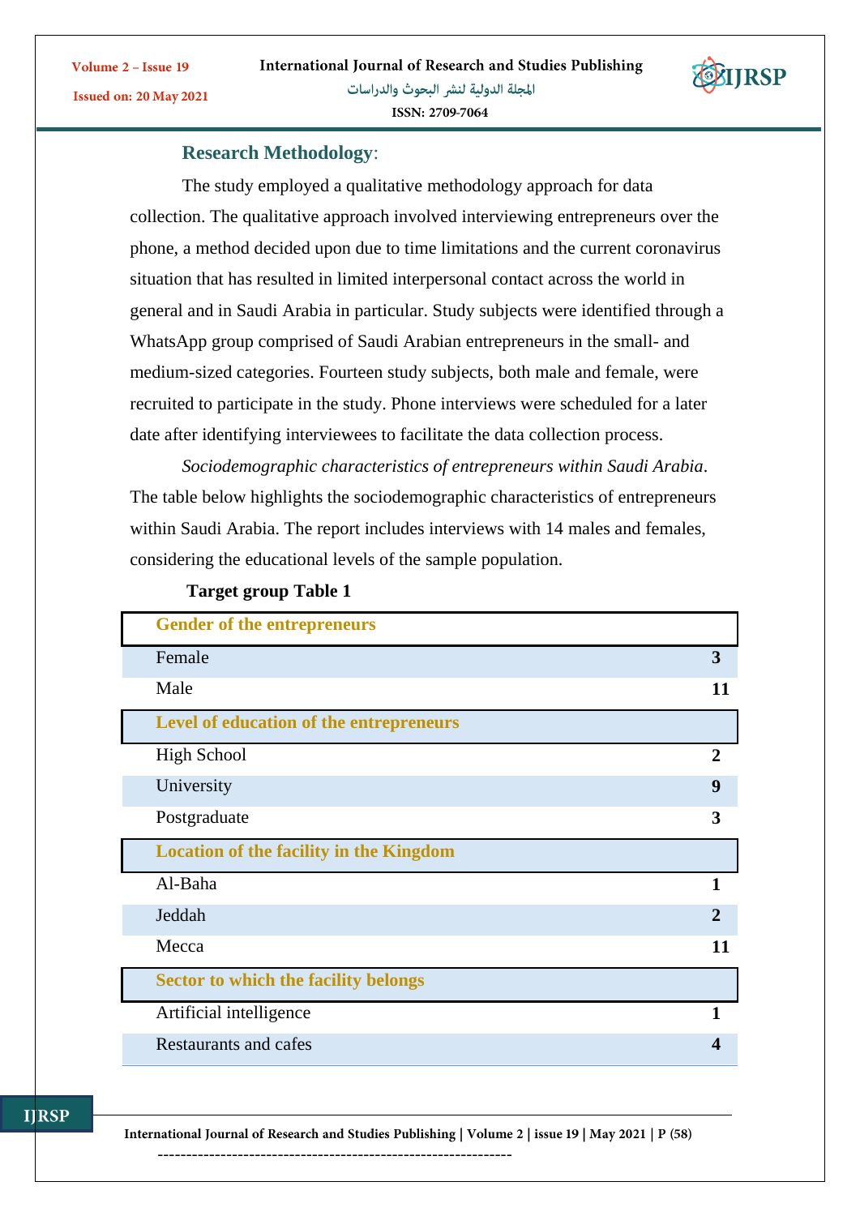## **Research Methodology**:

The study employed a qualitative methodology approach for data collection. The qualitative approach involved interviewing entrepreneurs over the phone, a method decided upon due to time limitations and the current coronavirus situation that has resulted in limited interpersonal contact across the world in general and in Saudi Arabia in particular. Study subjects were identified through a WhatsApp group comprised of Saudi Arabian entrepreneurs in the small- and medium-sized categories. Fourteen study subjects, both male and female, were recruited to participate in the study. Phone interviews were scheduled for a later date after identifying interviewees to facilitate the data collection process.

*Sociodemographic characteristics of entrepreneurs within Saudi Arabia*. The table below highlights the sociodemographic characteristics of entrepreneurs within Saudi Arabia. The report includes interviews with 14 males and females, considering the educational levels of the sample population.

**Target group Table 1**

| **Gender of the entrepreneurs** | |
|---|---|
| Female | **3** |
| Male | **11** |
| **Level of education of the entrepreneurs** | |
| High School | **2** |
| University | **9** |
| Postgraduate | **3** |
| **Location of the facility in the Kingdom** | |
| Al-Baha | **1** |
| Jeddah | **2** |
| Mecca | **11** |
| **Sector to which the facility belongs** | |
| Artificial intelligence | **1** |
| Restaurants and cafes | **4** |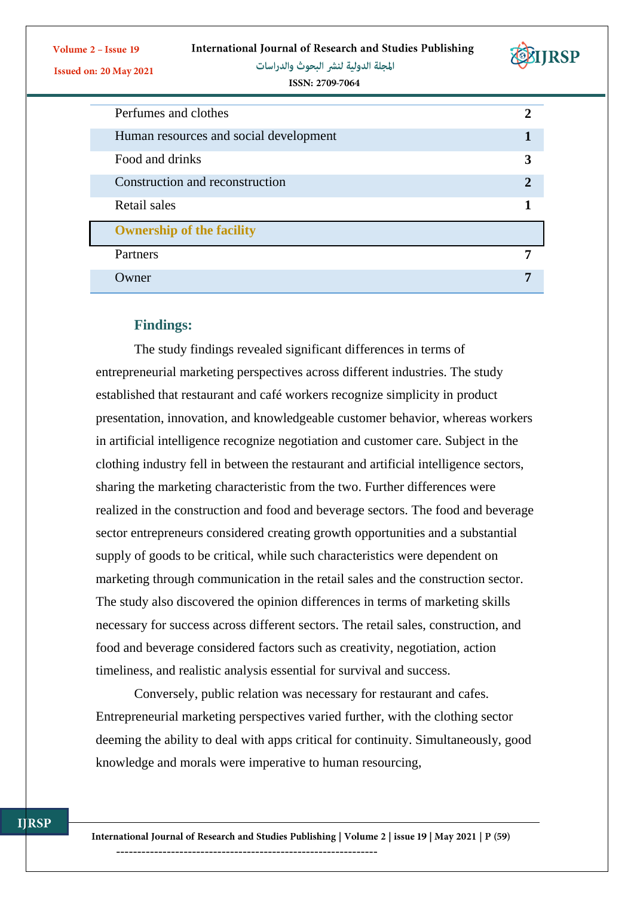| | |
|---|---|
| Perfumes and clothes | **2** |
| Human resources and social development | **1** |
| Food and drinks | **3** |
| Construction and reconstruction | **2** |
| Retail sales | **1** |
| **Ownership of the facility** | |
| Partners | **7** |
| Owner | **7** |

### Findings:

The study findings revealed significant differences in terms of entrepreneurial marketing perspectives across different industries. The study established that restaurant and café workers recognize simplicity in product presentation, innovation, and knowledgeable customer behavior, whereas workers in artificial intelligence recognize negotiation and customer care. Subject in the clothing industry fell in between the restaurant and artificial intelligence sectors, sharing the marketing characteristic from the two. Further differences were realized in the construction and food and beverage sectors. The food and beverage sector entrepreneurs considered creating growth opportunities and a substantial supply of goods to be critical, while such characteristics were dependent on marketing through communication in the retail sales and the construction sector. The study also discovered the opinion differences in terms of marketing skills necessary for success across different sectors. The retail sales, construction, and food and beverage considered factors such as creativity, negotiation, action timeliness, and realistic analysis essential for survival and success.

Conversely, public relation was necessary for restaurant and cafes. Entrepreneurial marketing perspectives varied further, with the clothing sector deeming the ability to deal with apps critical for continuity. Simultaneously, good knowledge and morals were imperative to human resourcing,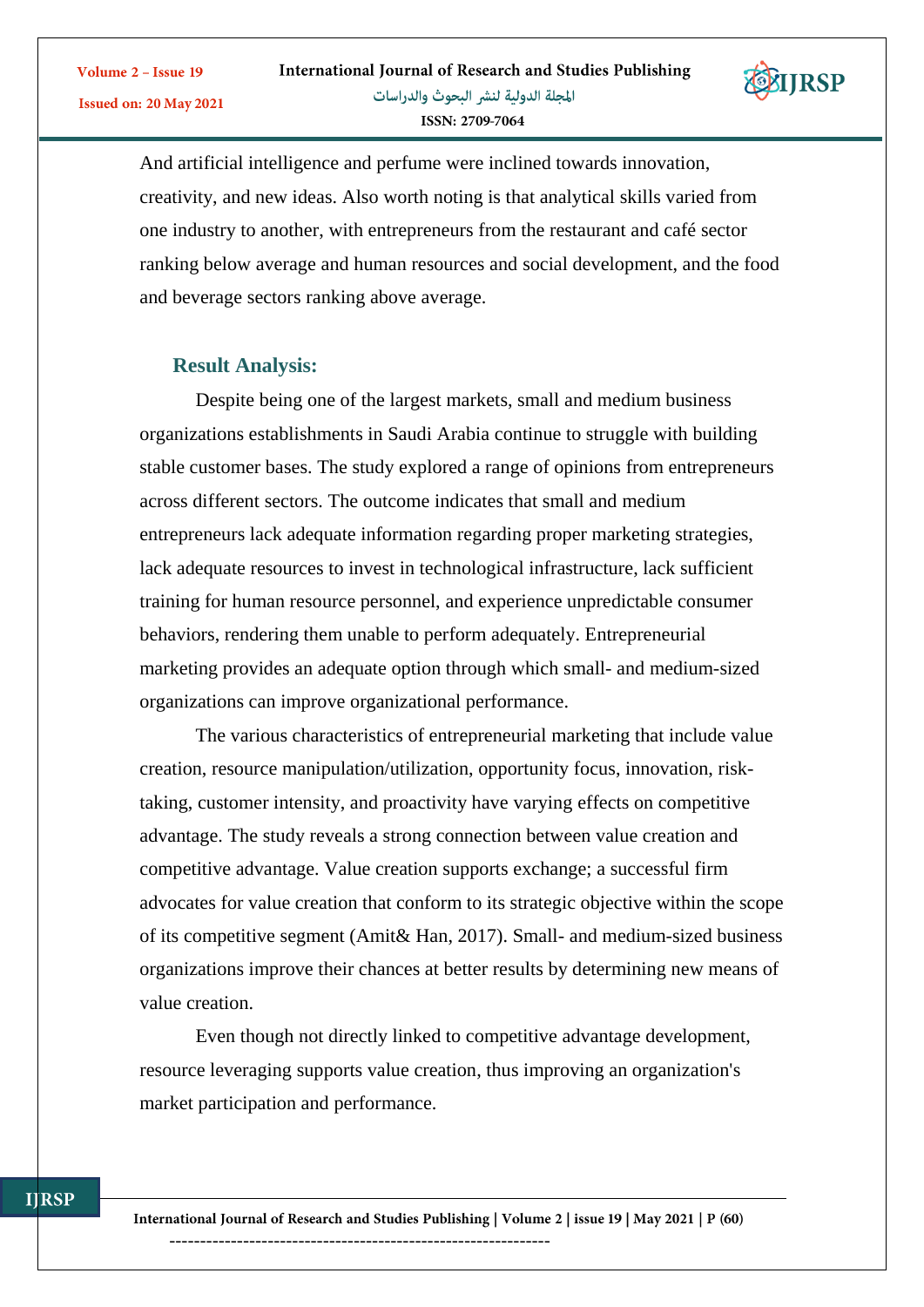And artificial intelligence and perfume were inclined towards innovation, creativity, and new ideas. Also worth noting is that analytical skills varied from one industry to another, with entrepreneurs from the restaurant and café sector ranking below average and human resources and social development, and the food and beverage sectors ranking above average.

## Result Analysis:

Despite being one of the largest markets, small and medium business organizations establishments in Saudi Arabia continue to struggle with building stable customer bases. The study explored a range of opinions from entrepreneurs across different sectors. The outcome indicates that small and medium entrepreneurs lack adequate information regarding proper marketing strategies, lack adequate resources to invest in technological infrastructure, lack sufficient training for human resource personnel, and experience unpredictable consumer behaviors, rendering them unable to perform adequately. Entrepreneurial marketing provides an adequate option through which small- and medium-sized organizations can improve organizational performance.

The various characteristics of entrepreneurial marketing that include value creation, resource manipulation/utilization, opportunity focus, innovation, risk-taking, customer intensity, and proactivity have varying effects on competitive advantage. The study reveals a strong connection between value creation and competitive advantage. Value creation supports exchange; a successful firm advocates for value creation that conform to its strategic objective within the scope of its competitive segment (Amit& Han, 2017). Small- and medium-sized business organizations improve their chances at better results by determining new means of value creation.

Even though not directly linked to competitive advantage development, resource leveraging supports value creation, thus improving an organization's market participation and performance.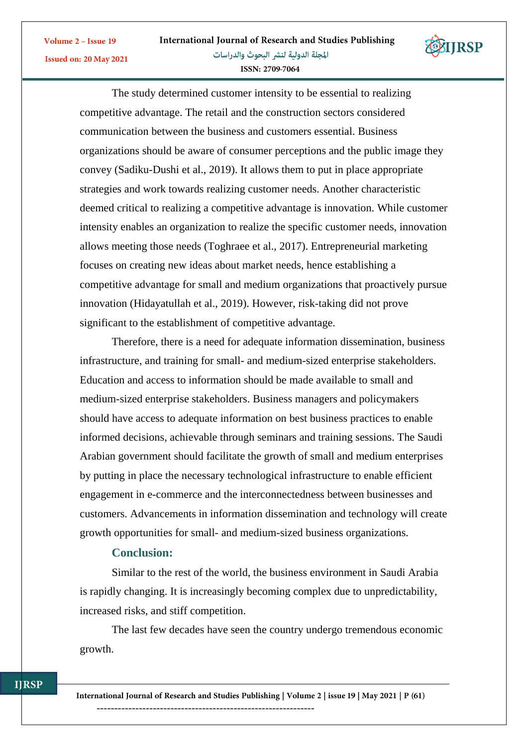The study determined customer intensity to be essential to realizing competitive advantage. The retail and the construction sectors considered communication between the business and customers essential. Business organizations should be aware of consumer perceptions and the public image they convey (Sadiku-Dushi et al., 2019). It allows them to put in place appropriate strategies and work towards realizing customer needs. Another characteristic deemed critical to realizing a competitive advantage is innovation. While customer intensity enables an organization to realize the specific customer needs, innovation allows meeting those needs (Toghraee et al., 2017). Entrepreneurial marketing focuses on creating new ideas about market needs, hence establishing a competitive advantage for small and medium organizations that proactively pursue innovation (Hidayatullah et al., 2019). However, risk-taking did not prove significant to the establishment of competitive advantage.

Therefore, there is a need for adequate information dissemination, business infrastructure, and training for small- and medium-sized enterprise stakeholders. Education and access to information should be made available to small and medium-sized enterprise stakeholders. Business managers and policymakers should have access to adequate information on best business practices to enable informed decisions, achievable through seminars and training sessions. The Saudi Arabian government should facilitate the growth of small and medium enterprises by putting in place the necessary technological infrastructure to enable efficient engagement in e-commerce and the interconnectedness between businesses and customers. Advancements in information dissemination and technology will create growth opportunities for small- and medium-sized business organizations.

## Conclusion:

Similar to the rest of the world, the business environment in Saudi Arabia is rapidly changing. It is increasingly becoming complex due to unpredictability, increased risks, and stiff competition.

The last few decades have seen the country undergo tremendous economic growth.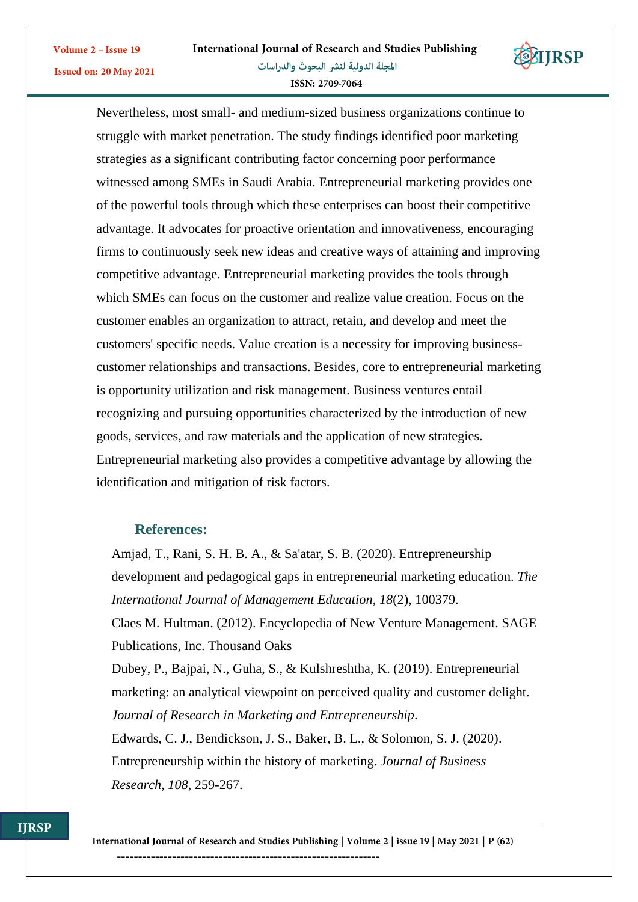Nevertheless, most small- and medium-sized business organizations continue to struggle with market penetration. The study findings identified poor marketing strategies as a significant contributing factor concerning poor performance witnessed among SMEs in Saudi Arabia. Entrepreneurial marketing provides one of the powerful tools through which these enterprises can boost their competitive advantage. It advocates for proactive orientation and innovativeness, encouraging firms to continuously seek new ideas and creative ways of attaining and improving competitive advantage. Entrepreneurial marketing provides the tools through which SMEs can focus on the customer and realize value creation. Focus on the customer enables an organization to attract, retain, and develop and meet the customers' specific needs. Value creation is a necessity for improving business-customer relationships and transactions. Besides, core to entrepreneurial marketing is opportunity utilization and risk management. Business ventures entail recognizing and pursuing opportunities characterized by the introduction of new goods, services, and raw materials and the application of new strategies. Entrepreneurial marketing also provides a competitive advantage by allowing the identification and mitigation of risk factors.

## References:

Amjad, T., Rani, S. H. B. A., & Sa'atar, S. B. (2020). Entrepreneurship development and pedagogical gaps in entrepreneurial marketing education. *The International Journal of Management Education*, *18*(2), 100379.

Claes M. Hultman. (2012). Encyclopedia of New Venture Management. SAGE Publications, Inc. Thousand Oaks

Dubey, P., Bajpai, N., Guha, S., & Kulshreshtha, K. (2019). Entrepreneurial marketing: an analytical viewpoint on perceived quality and customer delight. *Journal of Research in Marketing and Entrepreneurship*.

Edwards, C. J., Bendickson, J. S., Baker, B. L., & Solomon, S. J. (2020). Entrepreneurship within the history of marketing. *Journal of Business Research*, *108*, 259-267.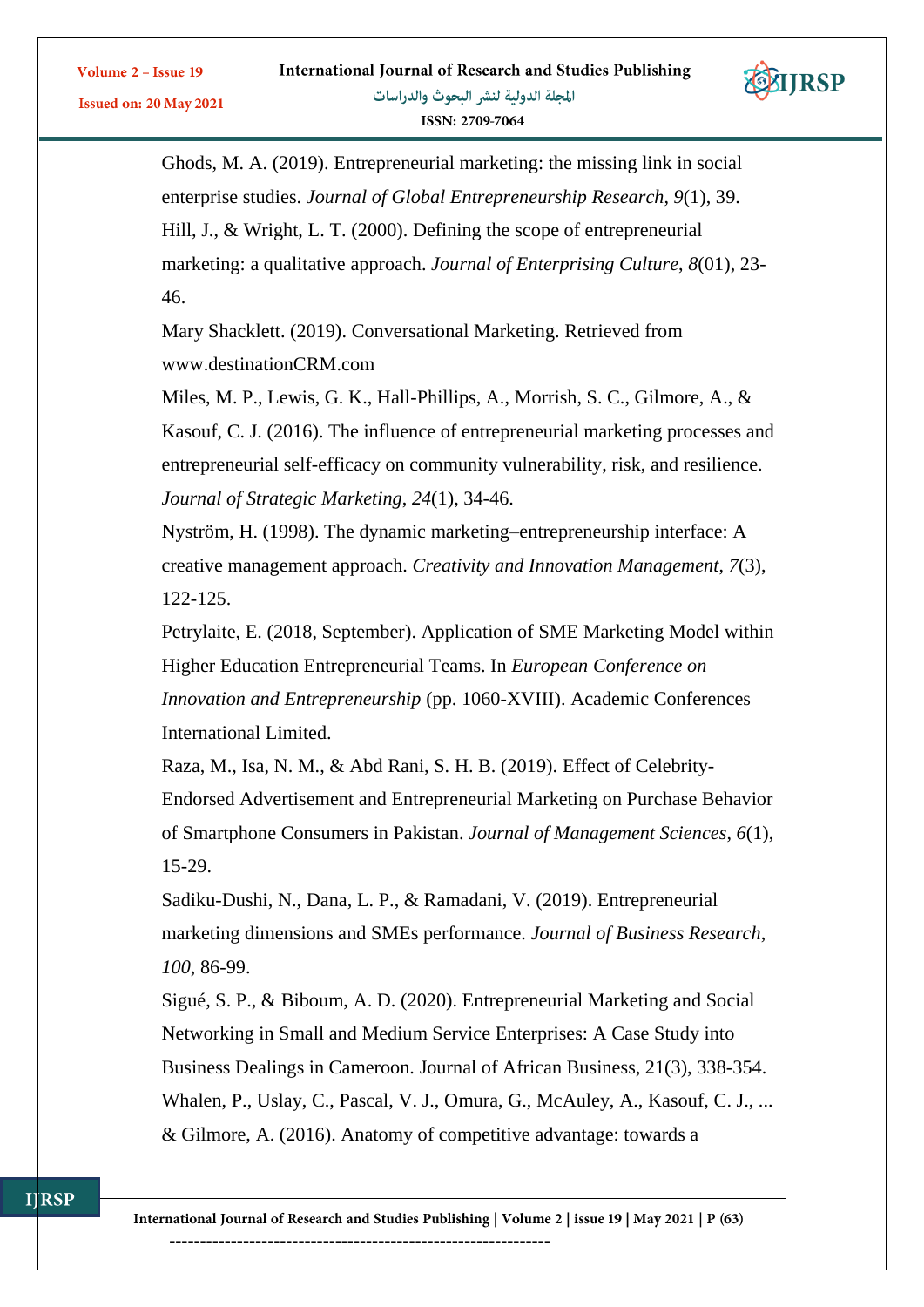Ghods, M. A. (2019). Entrepreneurial marketing: the missing link in social enterprise studies. *Journal of Global Entrepreneurship Research*, *9*(1), 39.

Hill, J., & Wright, L. T. (2000). Defining the scope of entrepreneurial marketing: a qualitative approach. *Journal of Enterprising Culture*, *8*(01), 23-46.

Mary Shacklett. (2019). Conversational Marketing. Retrieved from www.destinationCRM.com

Miles, M. P., Lewis, G. K., Hall-Phillips, A., Morrish, S. C., Gilmore, A., & Kasouf, C. J. (2016). The influence of entrepreneurial marketing processes and entrepreneurial self-efficacy on community vulnerability, risk, and resilience. *Journal of Strategic Marketing*, *24*(1), 34-46.

Nyström, H. (1998). The dynamic marketing–entrepreneurship interface: A creative management approach. *Creativity and Innovation Management*, *7*(3), 122-125.

Petrylaite, E. (2018, September). Application of SME Marketing Model within Higher Education Entrepreneurial Teams. In *European Conference on Innovation and Entrepreneurship* (pp. 1060-XVIII). Academic Conferences International Limited.

Raza, M., Isa, N. M., & Abd Rani, S. H. B. (2019). Effect of Celebrity-Endorsed Advertisement and Entrepreneurial Marketing on Purchase Behavior of Smartphone Consumers in Pakistan. *Journal of Management Sciences*, *6*(1), 15-29.

Sadiku-Dushi, N., Dana, L. P., & Ramadani, V. (2019). Entrepreneurial marketing dimensions and SMEs performance. *Journal of Business Research*, *100*, 86-99.

Sigué, S. P., & Biboum, A. D. (2020). Entrepreneurial Marketing and Social Networking in Small and Medium Service Enterprises: A Case Study into Business Dealings in Cameroon. Journal of African Business, 21(3), 338-354.

Whalen, P., Uslay, C., Pascal, V. J., Omura, G., McAuley, A., Kasouf, C. J., ... & Gilmore, A. (2016). Anatomy of competitive advantage: towards a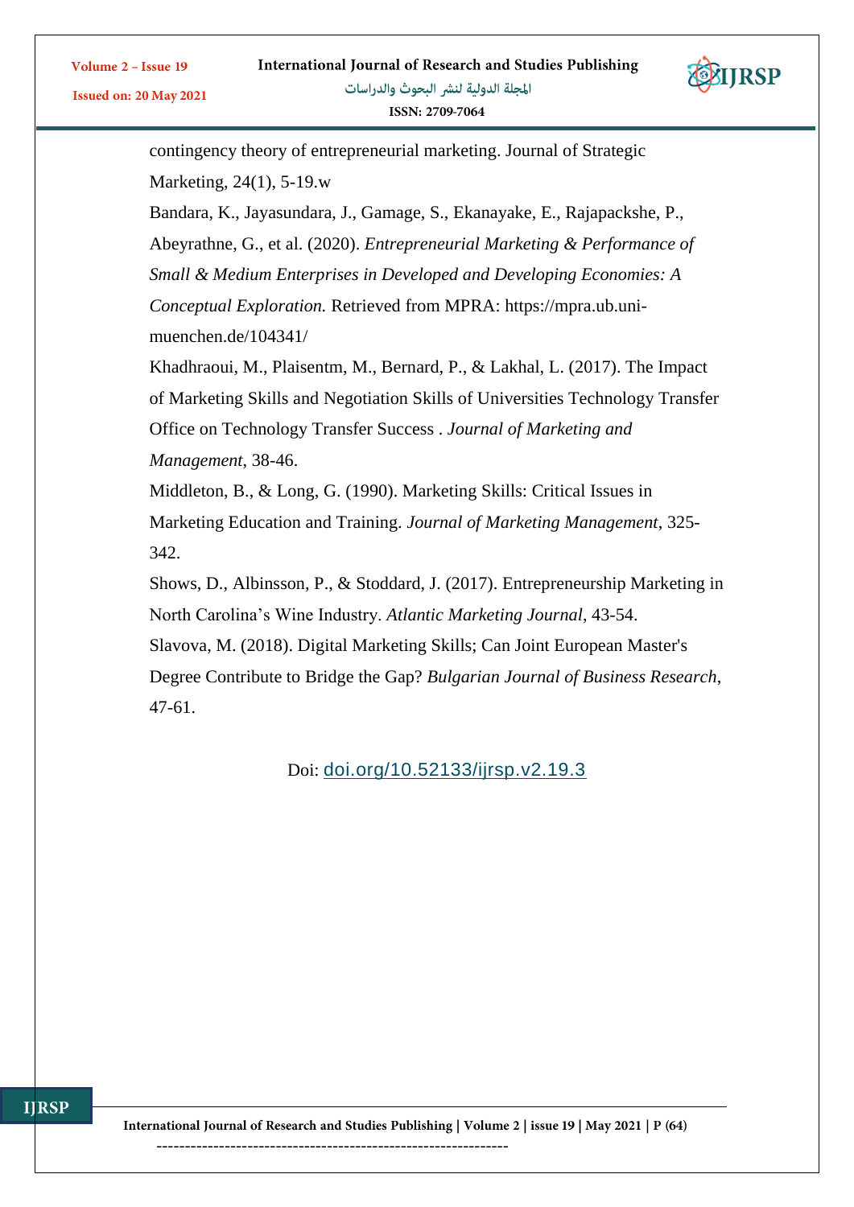contingency theory of entrepreneurial marketing. Journal of Strategic Marketing, 24(1), 5-19.w

Bandara, K., Jayasundara, J., Gamage, S., Ekanayake, E., Rajapackshe, P., Abeyrathne, G., et al. (2020). *Entrepreneurial Marketing & Performance of Small & Medium Enterprises in Developed and Developing Economies: A Conceptual Exploration.* Retrieved from MPRA: https://mpra.ub.uni-muenchen.de/104341/

Khadhraoui, M., Plaisentm, M., Bernard, P., & Lakhal, L. (2017). The Impact of Marketing Skills and Negotiation Skills of Universities Technology Transfer Office on Technology Transfer Success . *Journal of Marketing and Management*, 38-46.

Middleton, B., & Long, G. (1990). Marketing Skills: Critical Issues in Marketing Education and Training. *Journal of Marketing Management*, 325-342.

Shows, D., Albinsson, P., & Stoddard, J. (2017). Entrepreneurship Marketing in North Carolina's Wine Industry. *Atlantic Marketing Journal*, 43-54.

Slavova, M. (2018). Digital Marketing Skills; Can Joint European Master's Degree Contribute to Bridge the Gap? *Bulgarian Journal of Business Research*, 47-61.

Doi: doi.org/10.52133/ijrsp.v2.19.3